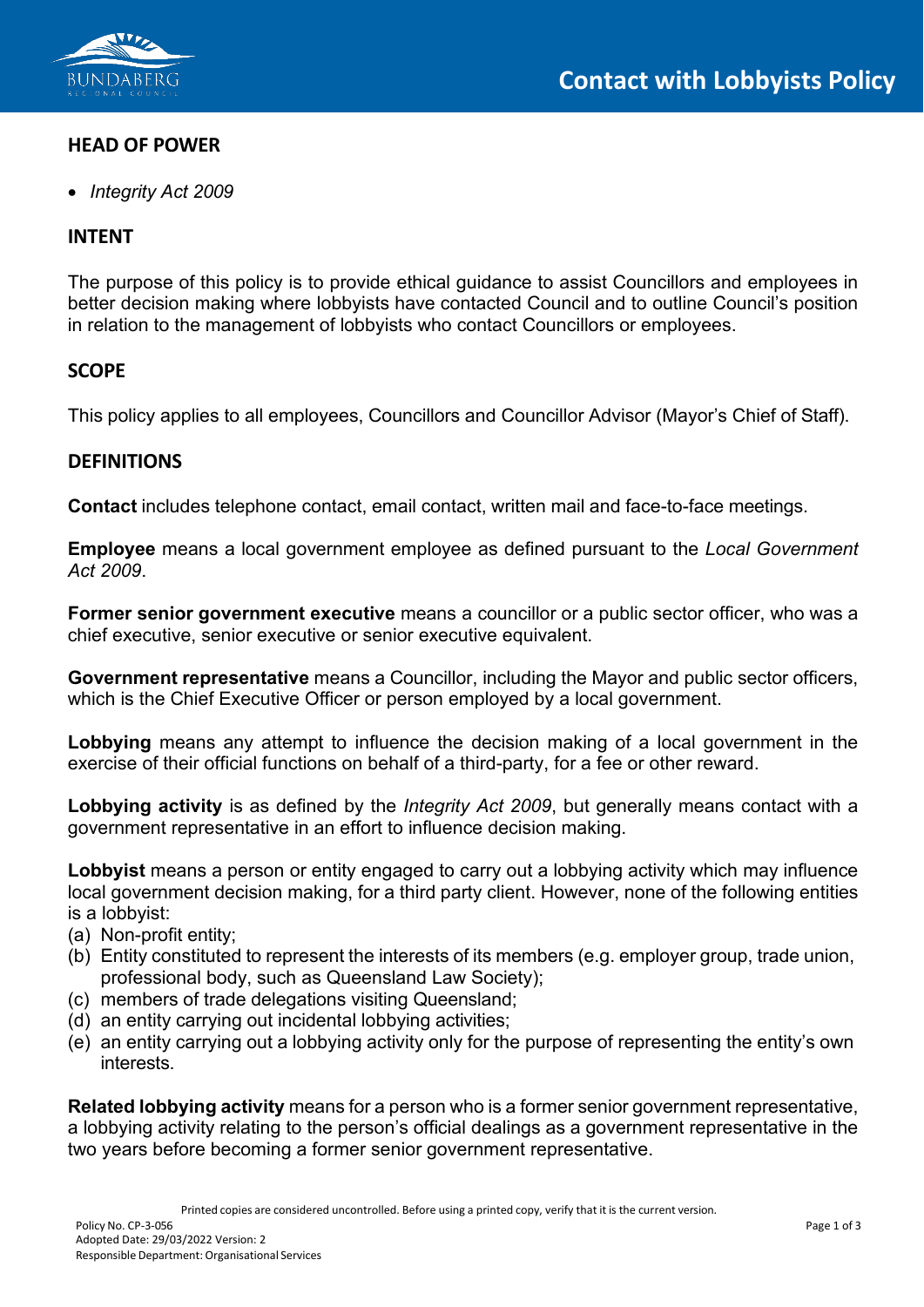# Contact with Lobbyists Policy

## HEAD OF POWER

- *Integrity Act 2009*

## INTENT

The purpose of this policy is to provide ethical guidance to assist Councillors and employees in better decision making where lobbyists have contacted Council and to outline Council's position in relation to the management of lobbyists who contact Councillors or employees.

## SCOPE

This policy applies to all employees, Councillors and Councillor Advisor (Mayor's Chief of Staff).

## DEFINITIONS

**Contact** includes telephone contact, email contact, written mail and face-to-face meetings.

**Employee** means a local government employee as defined pursuant to the *Local Government Act 2009*.

**Former senior government executive** means a councillor or a public sector officer, who was a chief executive, senior executive or senior executive equivalent.

**Government representative** means a Councillor, including the Mayor and public sector officers, which is the Chief Executive Officer or person employed by a local government.

**Lobbying** means any attempt to influence the decision making of a local government in the exercise of their official functions on behalf of a third-party, for a fee or other reward.

**Lobbying activity** is as defined by the *Integrity Act 2009*, but generally means contact with a government representative in an effort to influence decision making.

**Lobbyist** means a person or entity engaged to carry out a lobbying activity which may influence local government decision making, for a third party client. However, none of the following entities is a lobbyist:

(a) Non-profit entity;
(b) Entity constituted to represent the interests of its members (e.g. employer group, trade union, professional body, such as Queensland Law Society);
(c) members of trade delegations visiting Queensland;
(d) an entity carrying out incidental lobbying activities;
(e) an entity carrying out a lobbying activity only for the purpose of representing the entity's own interests.

**Related lobbying activity** means for a person who is a former senior government representative, a lobbying activity relating to the person's official dealings as a government representative in the two years before becoming a former senior government representative.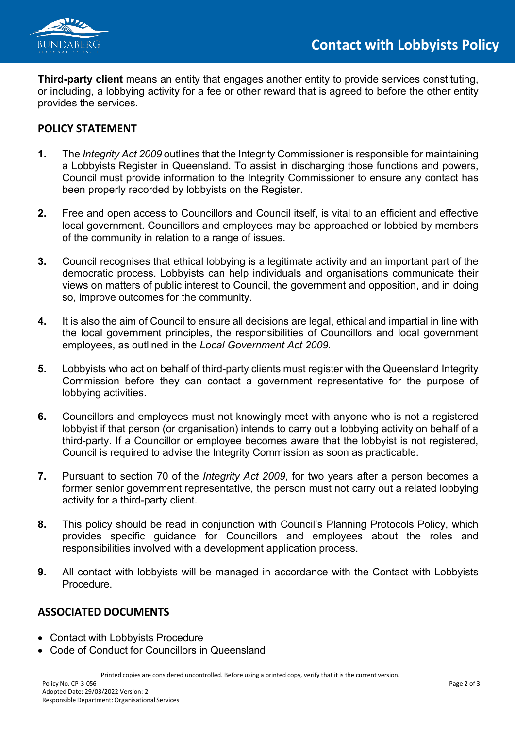**Third-party client** means an entity that engages another entity to provide services constituting, or including, a lobbying activity for a fee or other reward that is agreed to before the other entity provides the services.

## POLICY STATEMENT

1. The *Integrity Act 2009* outlines that the Integrity Commissioner is responsible for maintaining a Lobbyists Register in Queensland. To assist in discharging those functions and powers, Council must provide information to the Integrity Commissioner to ensure any contact has been properly recorded by lobbyists on the Register.

2. Free and open access to Councillors and Council itself, is vital to an efficient and effective local government. Councillors and employees may be approached or lobbied by members of the community in relation to a range of issues.

3. Council recognises that ethical lobbying is a legitimate activity and an important part of the democratic process. Lobbyists can help individuals and organisations communicate their views on matters of public interest to Council, the government and opposition, and in doing so, improve outcomes for the community.

4. It is also the aim of Council to ensure all decisions are legal, ethical and impartial in line with the local government principles, the responsibilities of Councillors and local government employees, as outlined in the *Local Government Act 2009.*

5. Lobbyists who act on behalf of third-party clients must register with the Queensland Integrity Commission before they can contact a government representative for the purpose of lobbying activities.

6. Councillors and employees must not knowingly meet with anyone who is not a registered lobbyist if that person (or organisation) intends to carry out a lobbying activity on behalf of a third-party. If a Councillor or employee becomes aware that the lobbyist is not registered, Council is required to advise the Integrity Commission as soon as practicable.

7. Pursuant to section 70 of the *Integrity Act 2009*, for two years after a person becomes a former senior government representative, the person must not carry out a related lobbying activity for a third-party client.

8. This policy should be read in conjunction with Council's Planning Protocols Policy, which provides specific guidance for Councillors and employees about the roles and responsibilities involved with a development application process.

9. All contact with lobbyists will be managed in accordance with the Contact with Lobbyists Procedure.

## ASSOCIATED DOCUMENTS

- Contact with Lobbyists Procedure
- Code of Conduct for Councillors in Queensland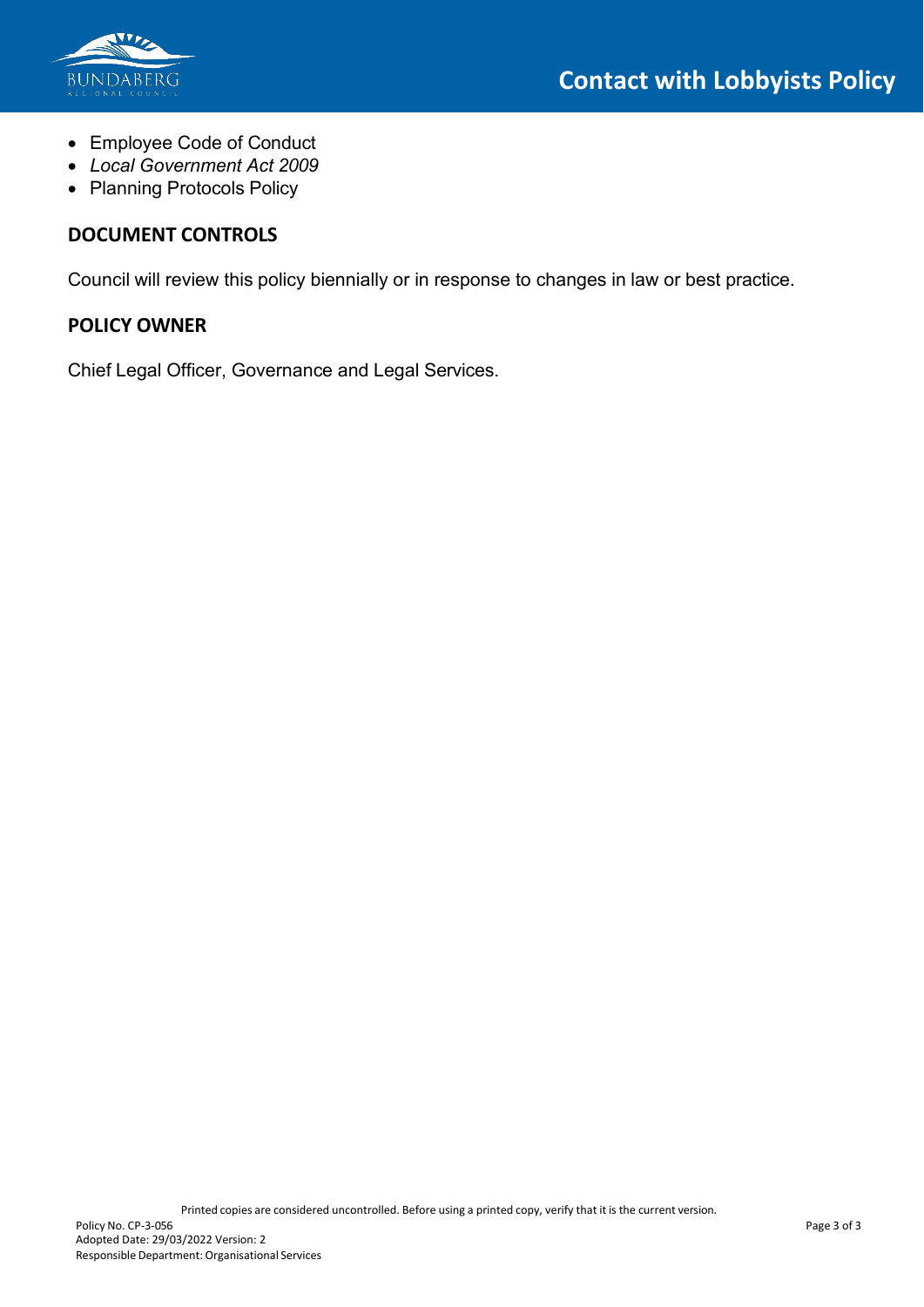- Employee Code of Conduct
- *Local Government Act 2009*
- Planning Protocols Policy

## DOCUMENT CONTROLS

Council will review this policy biennially or in response to changes in law or best practice.

## POLICY OWNER

Chief Legal Officer, Governance and Legal Services.